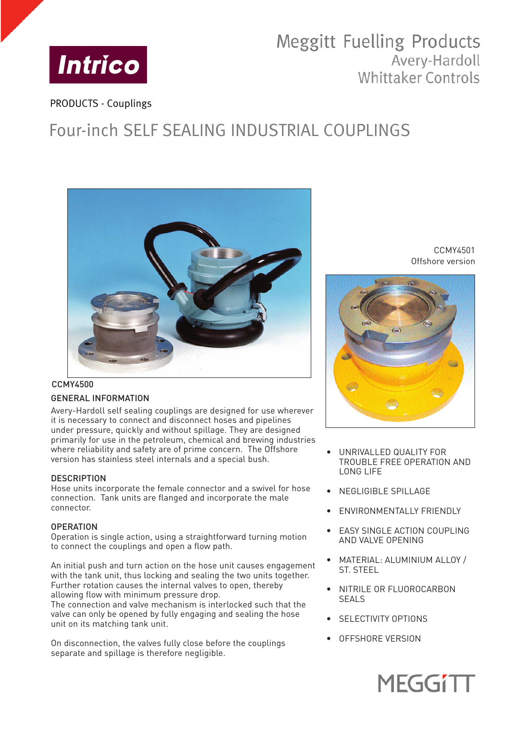Intrico

# Meggitt Fuelling Products
Avery-Hardoll
Whittaker Controls

PRODUCTS - Couplings

# Four-inch SELF SEALING INDUSTRIAL COUPLINGS

CCMY4500

CCMY4501
Offshore version

## GENERAL INFORMATION

Avery-Hardoll self sealing couplings are designed for use wherever it is necessary to connect and disconnect hoses and pipelines under pressure, quickly and without spillage. They are designed primarily for use in the petroleum, chemical and brewing industries where reliability and safety are of prime concern. The Offshore version has stainless steel internals and a special bush.

## DESCRIPTION

Hose units incorporate the female connector and a swivel for hose connection. Tank units are flanged and incorporate the male connector.

## OPERATION

Operation is single action, using a straightforward turning motion to connect the couplings and open a flow path.

An initial push and turn action on the hose unit causes engagement with the tank unit, thus locking and sealing the two units together. Further rotation causes the internal valves to open, thereby allowing flow with minimum pressure drop.
The connection and valve mechanism is interlocked such that the valve can only be opened by fully engaging and sealing the hose unit on its matching tank unit.

On disconnection, the valves fully close before the couplings separate and spillage is therefore negligible.

- UNRIVALLED QUALITY FOR TROUBLE FREE OPERATION AND LONG LIFE
- NEGLIGIBLE SPILLAGE
- ENVIRONMENTALLY FRIENDLY
- EASY SINGLE ACTION COUPLING AND VALVE OPENING
- MATERIAL: ALUMINIUM ALLOY / ST. STEEL
- NITRILE OR FLUOROCARBON SEALS
- SELECTIVITY OPTIONS
- OFFSHORE VERSION

MEGGITT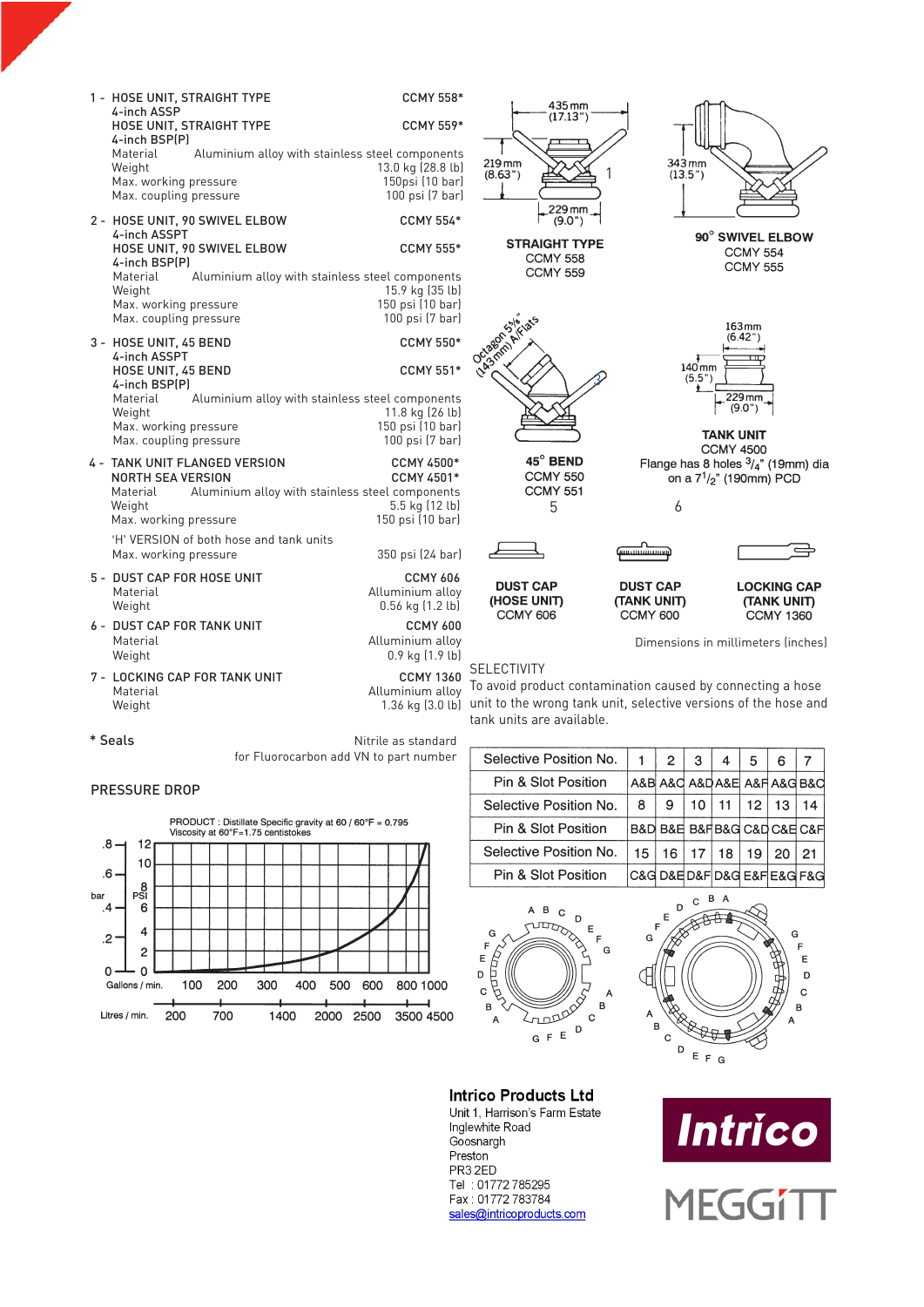1 - HOSE UNIT, STRAIGHT TYPE 4-inch ASSP — CCMY 558*

HOSE UNIT, STRAIGHT TYPE 4-inch BSP(P) — CCMY 559*

| | |
|---|---|
| Material | Aluminium alloy with stainless steel components |
| Weight | 13.0 kg (28.8 lb) |
| Max. working pressure | 150psi (10 bar) |
| Max. coupling pressure | 100 psi (7 bar) |

2 - HOSE UNIT, 90 SWIVEL ELBOW 4-inch ASSPT — CCMY 554*

HOSE UNIT, 90 SWIVEL ELBOW 4-inch BSP(P) — CCMY 555*

| | |
|---|---|
| Material | Aluminium alloy with stainless steel components |
| Weight | 15.9 kg (35 lb) |
| Max. working pressure | 150 psi (10 bar) |
| Max. coupling pressure | 100 psi (7 bar) |

3 - HOSE UNIT, 45 BEND 4-inch ASSPT — CCMY 550*

HOSE UNIT, 45 BEND 4-inch BSP(P) — CCMY 551*

| | |
|---|---|
| Material | Aluminium alloy with stainless steel components |
| Weight | 11.8 kg (26 lb) |
| Max. working pressure | 150 psi (10 bar) |
| Max. coupling pressure | 100 psi (7 bar) |

4 - TANK UNIT FLANGED VERSION — CCMY 4500*

NORTH SEA VERSION — CCMY 4501*

| | |
|---|---|
| Material | Aluminium alloy with stainless steel components |
| Weight | 5.5 kg (12 lb) |
| Max. working pressure | 150 psi (10 bar) |

'H' VERSION of both hose and tank units

Max. working pressure — 350 psi (24 bar)

5 - DUST CAP FOR HOSE UNIT — CCMY 606

| | |
|---|---|
| Material | Alluminium alloy |
| Weight | 0.56 kg (1.2 lb) |

6 - DUST CAP FOR TANK UNIT — CCMY 600

| | |
|---|---|
| Material | Alluminium alloy |
| Weight | 0.9 kg (1.9 lb) |

7 - LOCKING CAP FOR TANK UNIT — CCMY 1360

| | |
|---|---|
| Material | Alluminium alloy |
| Weight | 1.36 kg (3.0 lb) |

\* Seals — Nitrile as standard, for Fluorocarbon add VN to part number

435 mm (17.13")
219 mm (8.63")
229 mm (9.0")
1

**STRAIGHT TYPE**
CCMY 558
CCMY 559

343 mm (13.5")

**90° SWIVEL ELBOW**
CCMY 554
CCMY 555

Octagon 5⅝" (143 mm) A/Flats

**45° BEND**
CCMY 550
CCMY 551

5

163 mm (6.42")
140 mm (5.5")
229 mm (9.0")

**TANK UNIT**
CCMY 4500
Flange has 8 holes ¾" (19mm) dia on a 7½" (190mm) PCD

6

**DUST CAP (HOSE UNIT)** CCMY 606

**DUST CAP (TANK UNIT)** CCMY 600

**LOCKING CAP (TANK UNIT)** CCMY 1360

Dimensions in millimeters (inches)

## PRESSURE DROP

PRODUCT : Distillate Specific gravity at 60 / 60°F = 0.795
Viscosity at 60°F=1.75 centistokes

bar: 0, .2, .4, .6, .8
PSI: 0, 2, 4, 6, 8, 10, 12
Gallons / min.: 100, 200, 300, 400, 500, 600, 800, 1000
Litres / min.: 200, 700, 1400, 2000, 2500, 3500, 4500

## SELECTIVITY

To avoid product contamination caused by connecting a hose unit to the wrong tank unit, selective versions of the hose and tank units are available.

| | | | | | | | |
|---|---|---|---|---|---|---|---|
| Selective Position No. | 1 | 2 | 3 | 4 | 5 | 6 | 7 |
| Pin & Slot Position | A&B | A&C | A&D | A&E | A&F | A&G | B&C |
| Selective Position No. | 8 | 9 | 10 | 11 | 12 | 13 | 14 |
| Pin & Slot Position | B&D | B&E | B&F | B&G | C&D | C&E | C&F |
| Selective Position No. | 15 | 16 | 17 | 18 | 19 | 20 | 21 |
| Pin & Slot Position | C&G | D&E | D&F | D&G | E&F | E&G | F&G |

**Intrico Products Ltd**
Unit 1, Harrison's Farm Estate
Inglewhite Road
Goosnargh
Preston
PR3 2ED
Tel : 01772 785295
Fax : 01772 783784
sales@intricoproducts.com

Intrico
MEGGITT